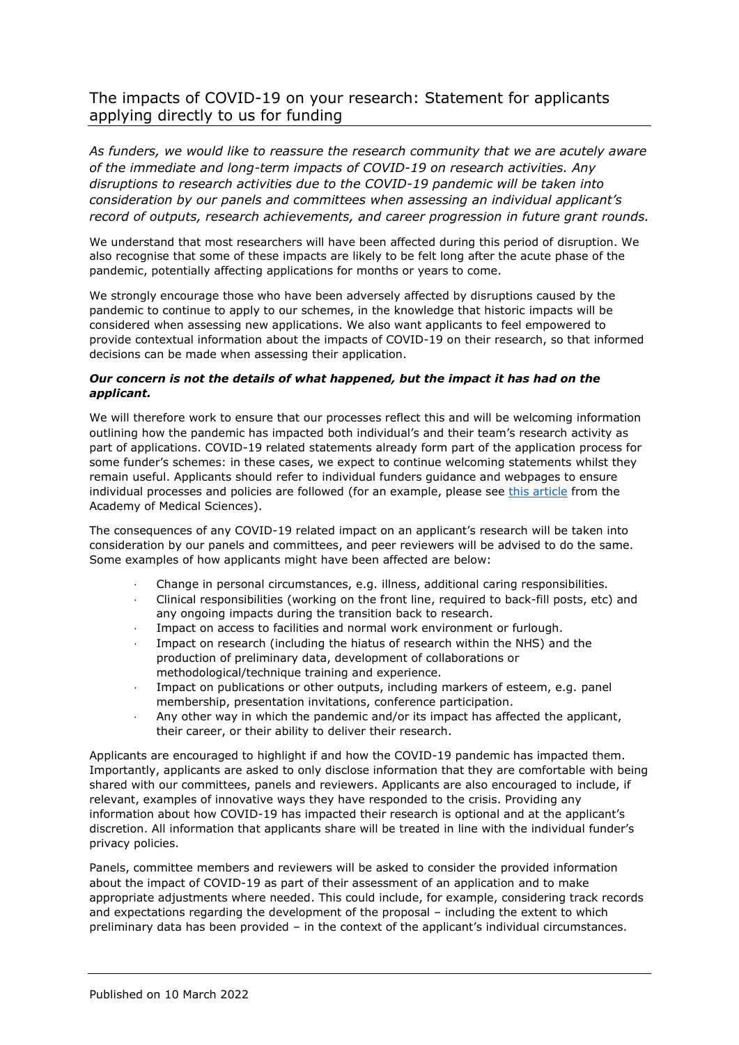# The impacts of COVID-19 on your research: Statement for applicants applying directly to us for funding

*As funders, we would like to reassure the research community that we are acutely aware of the immediate and long-term impacts of COVID-19 on research activities. Any disruptions to research activities due to the COVID-19 pandemic will be taken into consideration by our panels and committees when assessing an individual applicant's record of outputs, research achievements, and career progression in future grant rounds.*

We understand that most researchers will have been affected during this period of disruption. We also recognise that some of these impacts are likely to be felt long after the acute phase of the pandemic, potentially affecting applications for months or years to come.

We strongly encourage those who have been adversely affected by disruptions caused by the pandemic to continue to apply to our schemes, in the knowledge that historic impacts will be considered when assessing new applications. We also want applicants to feel empowered to provide contextual information about the impacts of COVID-19 on their research, so that informed decisions can be made when assessing their application.

***Our concern is not the details of what happened, but the impact it has had on the applicant.***

We will therefore work to ensure that our processes reflect this and will be welcoming information outlining how the pandemic has impacted both individual's and their team's research activity as part of applications. COVID-19 related statements already form part of the application process for some funder's schemes: in these cases, we expect to continue welcoming statements whilst they remain useful. Applicants should refer to individual funders guidance and webpages to ensure individual processes and policies are followed (for an example, please see this article from the Academy of Medical Sciences).

The consequences of any COVID-19 related impact on an applicant's research will be taken into consideration by our panels and committees, and peer reviewers will be advised to do the same. Some examples of how applicants might have been affected are below:

- Change in personal circumstances, e.g. illness, additional caring responsibilities.
- Clinical responsibilities (working on the front line, required to back-fill posts, etc) and any ongoing impacts during the transition back to research.
- Impact on access to facilities and normal work environment or furlough.
- Impact on research (including the hiatus of research within the NHS) and the production of preliminary data, development of collaborations or methodological/technique training and experience.
- Impact on publications or other outputs, including markers of esteem, e.g. panel membership, presentation invitations, conference participation.
- Any other way in which the pandemic and/or its impact has affected the applicant, their career, or their ability to deliver their research.

Applicants are encouraged to highlight if and how the COVID-19 pandemic has impacted them. Importantly, applicants are asked to only disclose information that they are comfortable with being shared with our committees, panels and reviewers. Applicants are also encouraged to include, if relevant, examples of innovative ways they have responded to the crisis. Providing any information about how COVID-19 has impacted their research is optional and at the applicant's discretion. All information that applicants share will be treated in line with the individual funder's privacy policies.

Panels, committee members and reviewers will be asked to consider the provided information about the impact of COVID-19 as part of their assessment of an application and to make appropriate adjustments where needed. This could include, for example, considering track records and expectations regarding the development of the proposal – including the extent to which preliminary data has been provided – in the context of the applicant's individual circumstances.

Published on 10 March 2022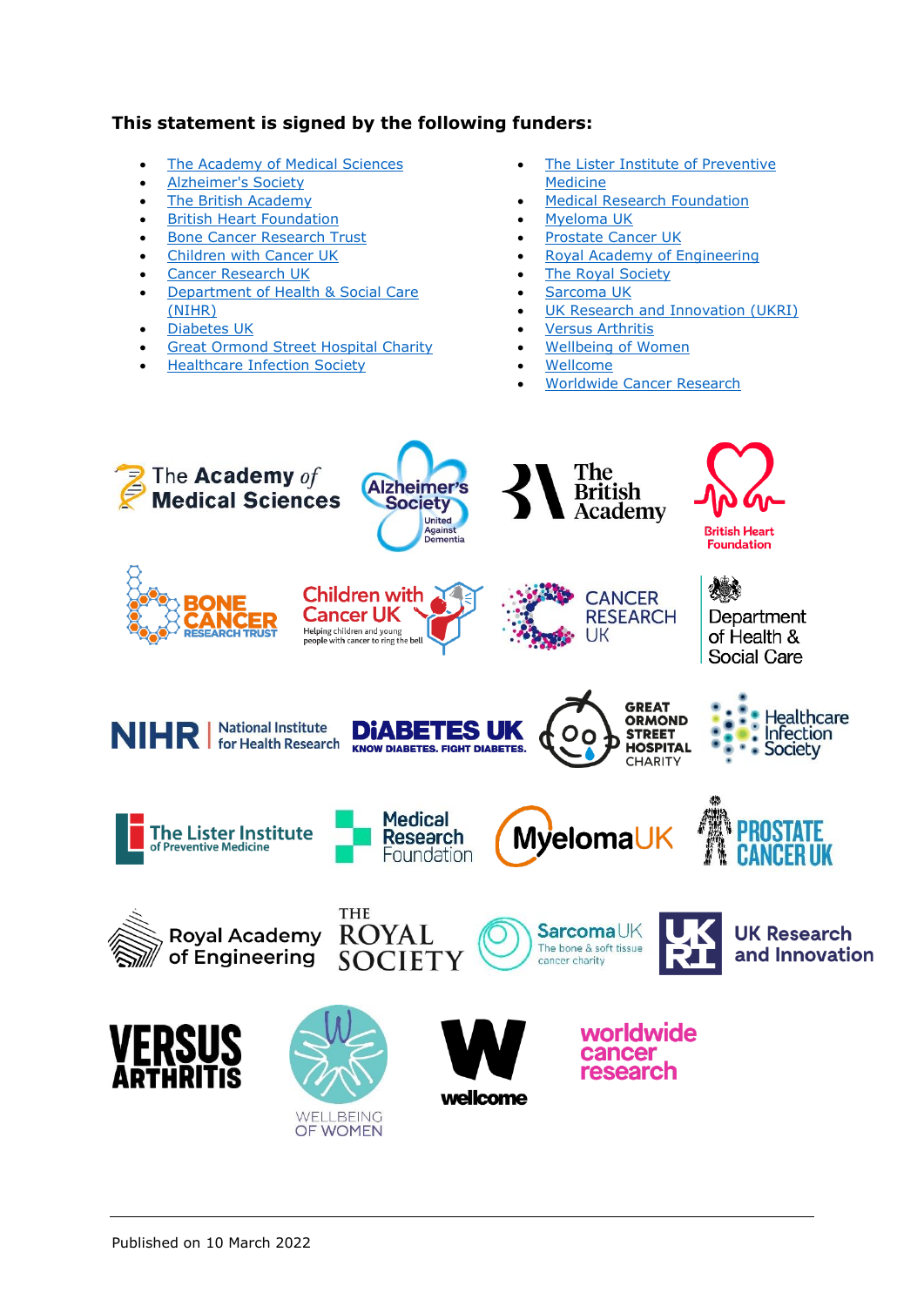**This statement is signed by the following funders:**

- The Academy of Medical Sciences
- Alzheimer's Society
- The British Academy
- British Heart Foundation
- Bone Cancer Research Trust
- Children with Cancer UK
- Cancer Research UK
- Department of Health & Social Care (NIHR)
- Diabetes UK
- Great Ormond Street Hospital Charity
- Healthcare Infection Society
- The Lister Institute of Preventive Medicine
- Medical Research Foundation
- Myeloma UK
- Prostate Cancer UK
- Royal Academy of Engineering
- The Royal Society
- Sarcoma UK
- UK Research and Innovation (UKRI)
- Versus Arthritis
- Wellbeing of Women
- Wellcome
- Worldwide Cancer Research

Published on 10 March 2022